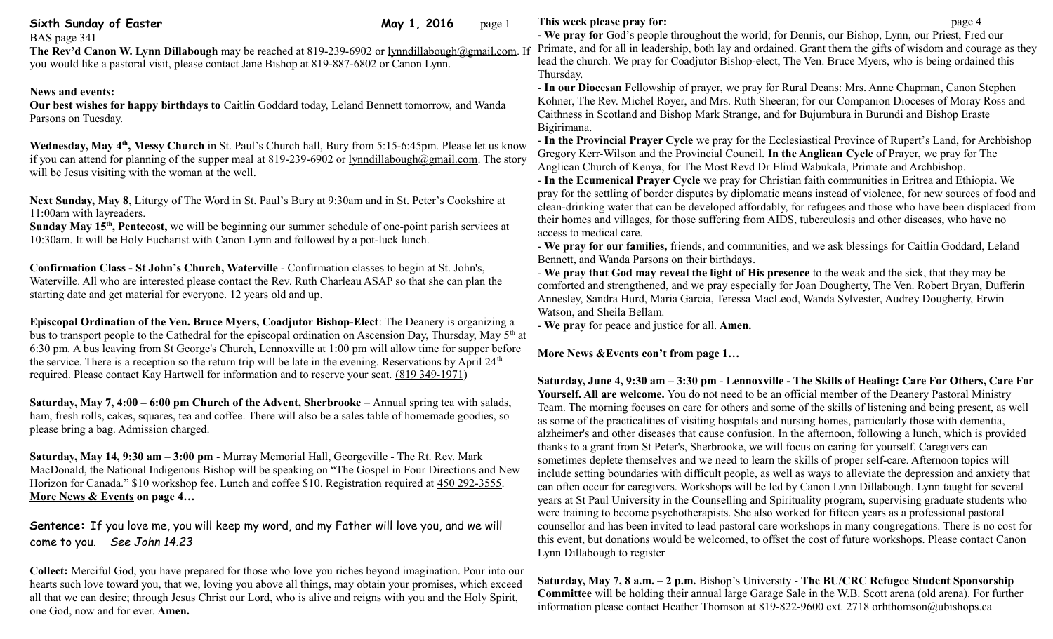**Sixth Sunday of Easter** **May 1, 2016**

BAS page 341

**The Rev'd Canon W. Lynn Dillabough** may be reached at 819-239-6902 or lynndillabough@gmail.com. If you would like a pastoral visit, please contact Jane Bishop at 819-887-6802 or Canon Lynn.

## News and events:

**Our best wishes for happy birthdays to** Caitlin Goddard today, Leland Bennett tomorrow, and Wanda Parsons on Tuesday.

**Wednesday, May 4th, Messy Church** in St. Paul's Church hall, Bury from 5:15-6:45pm. Please let us know if you can attend for planning of the supper meal at 819-239-6902 or lynndillabough@gmail.com. The story will be Jesus visiting with the woman at the well.

**Next Sunday, May 8**, Liturgy of The Word in St. Paul's Bury at 9:30am and in St. Peter's Cookshire at 11:00am with layreaders.

**Sunday May 15th, Pentecost,** we will be beginning our summer schedule of one-point parish services at 10:30am. It will be Holy Eucharist with Canon Lynn and followed by a pot-luck lunch.

**Confirmation Class - St John's Church, Waterville** - Confirmation classes to begin at St. John's, Waterville. All who are interested please contact the Rev. Ruth Charleau ASAP so that she can plan the starting date and get material for everyone. 12 years old and up.

**Episcopal Ordination of the Ven. Bruce Myers, Coadjutor Bishop-Elect**: The Deanery is organizing a bus to transport people to the Cathedral for the episcopal ordination on Ascension Day, Thursday, May 5th at 6:30 pm. A bus leaving from St George's Church, Lennoxville at 1:00 pm will allow time for supper before the service. There is a reception so the return trip will be late in the evening. Reservations by April 24th required. Please contact Kay Hartwell for information and to reserve your seat. (819 349-1971)

**Saturday, May 7, 4:00 – 6:00 pm Church of the Advent, Sherbrooke** – Annual spring tea with salads, ham, fresh rolls, cakes, squares, tea and coffee. There will also be a sales table of homemade goodies, so please bring a bag. Admission charged.

**Saturday, May 14, 9:30 am – 3:00 pm** - Murray Memorial Hall, Georgeville - The Rt. Rev. Mark MacDonald, the National Indigenous Bishop will be speaking on "The Gospel in Four Directions and New Horizon for Canada." $10 workshop fee. Lunch and coffee $10. Registration required at 450 292-3555.

**More News & Events on page 4…**

**Sentence:** If you love me, you will keep my word, and my Father will love you, and we will come to you. *See John 14.23*

**Collect:** Merciful God, you have prepared for those who love you riches beyond imagination. Pour into our hearts such love toward you, that we, loving you above all things, may obtain your promises, which exceed all that we can desire; through Jesus Christ our Lord, who is alive and reigns with you and the Holy Spirit, one God, now and for ever. **Amen.**

## This week please pray for:

- **We pray for** God's people throughout the world; for Dennis, our Bishop, Lynn, our Priest, Fred our Primate, and for all in leadership, both lay and ordained. Grant them the gifts of wisdom and courage as they lead the church. We pray for Coadjutor Bishop-elect, The Ven. Bruce Myers, who is being ordained this Thursday.
- **In our Diocesan** Fellowship of prayer, we pray for Rural Deans: Mrs. Anne Chapman, Canon Stephen Kohner, The Rev. Michel Royer, and Mrs. Ruth Sheeran; for our Companion Dioceses of Moray Ross and Caithness in Scotland and Bishop Mark Strange, and for Bujumbura in Burundi and Bishop Eraste Bigirimana.
- **In the Provincial Prayer Cycle** we pray for the Ecclesiastical Province of Rupert's Land, for Archbishop Gregory Kerr-Wilson and the Provincial Council. **In the Anglican Cycle** of Prayer, we pray for The Anglican Church of Kenya, for The Most Revd Dr Eliud Wabukala, Primate and Archbishop.
- **In the Ecumenical Prayer Cycle** we pray for Christian faith communities in Eritrea and Ethiopia. We pray for the settling of border disputes by diplomatic means instead of violence, for new sources of food and clean-drinking water that can be developed affordably, for refugees and those who have been displaced from their homes and villages, for those suffering from AIDS, tuberculosis and other diseases, who have no access to medical care.
- **We pray for our families,** friends, and communities, and we ask blessings for Caitlin Goddard, Leland Bennett, and Wanda Parsons on their birthdays.
- **We pray that God may reveal the light of His presence** to the weak and the sick, that they may be comforted and strengthened, and we pray especially for Joan Dougherty, The Ven. Robert Bryan, Dufferin Annesley, Sandra Hurd, Maria Garcia, Teressa MacLeod, Wanda Sylvester, Audrey Dougherty, Erwin Watson, and Sheila Bellam.
- **We pray** for peace and justice for all. **Amen.**

## More News &Events con't from page 1…

**Saturday, June 4, 9:30 am – 3:30 pm - Lennoxville - The Skills of Healing: Care For Others, Care For Yourself. All are welcome.** You do not need to be an official member of the Deanery Pastoral Ministry Team. The morning focuses on care for others and some of the skills of listening and being present, as well as some of the practicalities of visiting hospitals and nursing homes, particularly those with dementia, alzheimer's and other diseases that cause confusion. In the afternoon, following a lunch, which is provided thanks to a grant from St Peter's, Sherbrooke, we will focus on caring for yourself. Caregivers can sometimes deplete themselves and we need to learn the skills of proper self-care. Afternoon topics will include setting boundaries with difficult people, as well as ways to alleviate the depression and anxiety that can often occur for caregivers. Workshops will be led by Canon Lynn Dillabough. Lynn taught for several years at St Paul University in the Counselling and Spirituality program, supervising graduate students who were training to become psychotherapists. She also worked for fifteen years as a professional pastoral counsellor and has been invited to lead pastoral care workshops in many congregations. There is no cost for this event, but donations would be welcomed, to offset the cost of future workshops. Please contact Canon Lynn Dillabough to register

**Saturday, May 7, 8 a.m. – 2 p.m.** Bishop's University - **The BU/CRC Refugee Student Sponsorship Committee** will be holding their annual large Garage Sale in the W.B. Scott arena (old arena). For further information please contact Heather Thomson at 819-822-9600 ext. 2718 orhthomson@ubishops.ca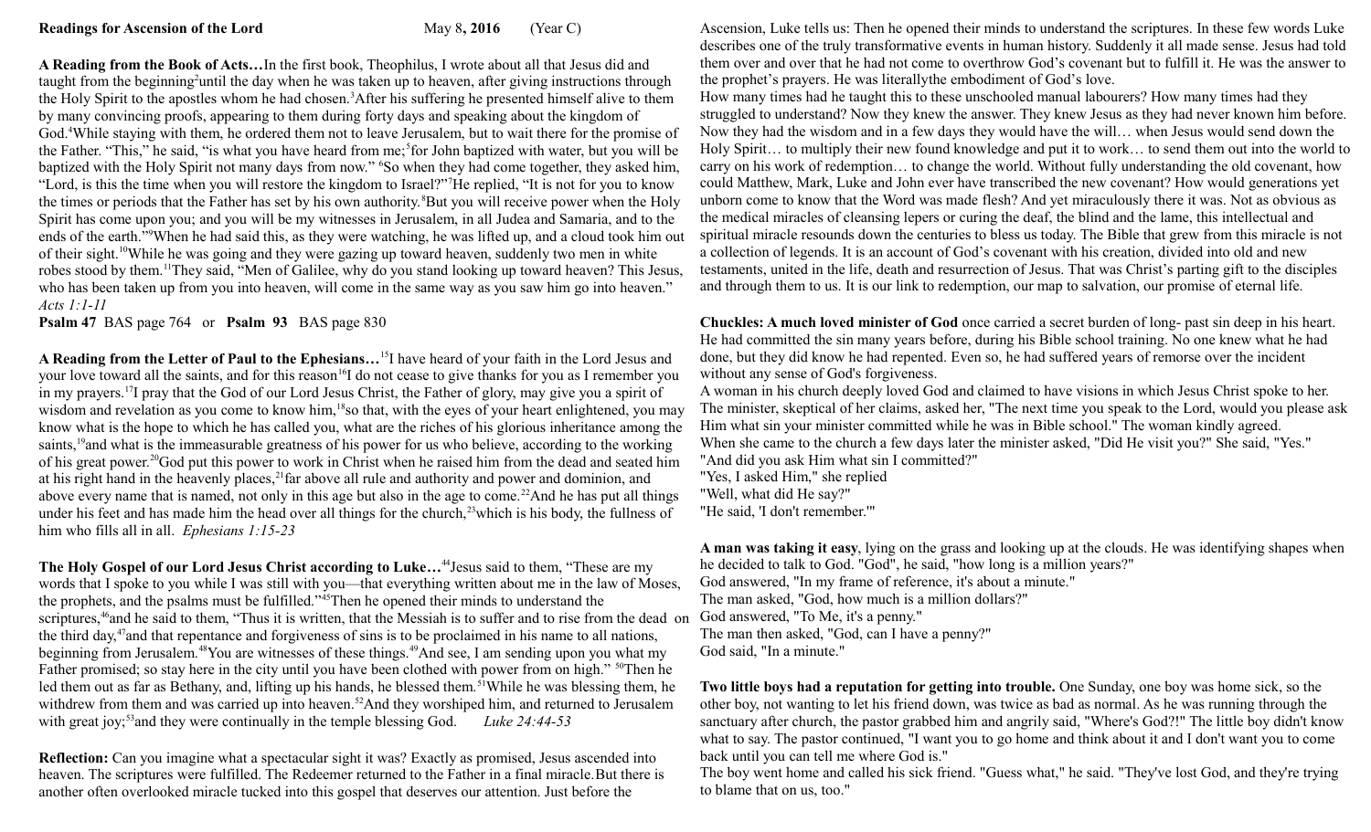**Readings for Ascension of the Lord** May 8**, 2016** (Year C)

**A Reading from the Book of Acts…**In the first book, Theophilus, I wrote about all that Jesus did and taught from the beginning[2]until the day when he was taken up to heaven, after giving instructions through the Holy Spirit to the apostles whom he had chosen.[3]After his suffering he presented himself alive to them by many convincing proofs, appearing to them during forty days and speaking about the kingdom of God.[4]While staying with them, he ordered them not to leave Jerusalem, but to wait there for the promise of the Father. "This," he said, "is what you have heard from me;[5]for John baptized with water, but you will be baptized with the Holy Spirit not many days from now." [6]So when they had come together, they asked him, "Lord, is this the time when you will restore the kingdom to Israel?"[7]He replied, "It is not for you to know the times or periods that the Father has set by his own authority.[8]But you will receive power when the Holy Spirit has come upon you; and you will be my witnesses in Jerusalem, in all Judea and Samaria, and to the ends of the earth."[9]When he had said this, as they were watching, he was lifted up, and a cloud took him out of their sight.[10]While he was going and they were gazing up toward heaven, suddenly two men in white robes stood by them.[11]They said, "Men of Galilee, why do you stand looking up toward heaven? This Jesus, who has been taken up from you into heaven, will come in the same way as you saw him go into heaven." *Acts 1:1-11*

**Psalm 47** BAS page 764 or **Psalm 93** BAS page 830

**A Reading from the Letter of Paul to the Ephesians…**[15]I have heard of your faith in the Lord Jesus and your love toward all the saints, and for this reason[16]I do not cease to give thanks for you as I remember you in my prayers.[17]I pray that the God of our Lord Jesus Christ, the Father of glory, may give you a spirit of wisdom and revelation as you come to know him,[18]so that, with the eyes of your heart enlightened, you may know what is the hope to which he has called you, what are the riches of his glorious inheritance among the saints,[19]and what is the immeasurable greatness of his power for us who believe, according to the working of his great power.[20]God put this power to work in Christ when he raised him from the dead and seated him at his right hand in the heavenly places,[21]far above all rule and authority and power and dominion, and above every name that is named, not only in this age but also in the age to come.[22]And he has put all things under his feet and has made him the head over all things for the church,[23]which is his body, the fullness of him who fills all in all. *Ephesians 1:15-23*

**The Holy Gospel of our Lord Jesus Christ according to Luke…**[44]Jesus said to them, "These are my words that I spoke to you while I was still with you—that everything written about me in the law of Moses, the prophets, and the psalms must be fulfilled."[45]Then he opened their minds to understand the scriptures,[46]and he said to them, "Thus it is written, that the Messiah is to suffer and to rise from the dead on the third day,[47]and that repentance and forgiveness of sins is to be proclaimed in his name to all nations, beginning from Jerusalem.[48]You are witnesses of these things.[49]And see, I am sending upon you what my Father promised; so stay here in the city until you have been clothed with power from on high." [50]Then he led them out as far as Bethany, and, lifting up his hands, he blessed them.[51]While he was blessing them, he withdrew from them and was carried up into heaven.[52]And they worshiped him, and returned to Jerusalem with great joy;[53]and they were continually in the temple blessing God. *Luke 24:44-53*

**Reflection:** Can you imagine what a spectacular sight it was? Exactly as promised, Jesus ascended into heaven. The scriptures were fulfilled. The Redeemer returned to the Father in a final miracle.But there is another often overlooked miracle tucked into this gospel that deserves our attention. Just before the Ascension, Luke tells us: Then he opened their minds to understand the scriptures. In these few words Luke describes one of the truly transformative events in human history. Suddenly it all made sense. Jesus had told them over and over that he had not come to overthrow God's covenant but to fulfil it. He was the answer to the prophet's prayers. He was literallythe embodiment of God's love.

How many times had he taught this to these unschooled manual labourers? How many times had they struggled to understand? Now they knew the answer. They knew Jesus as they had never known him before. Now they had the wisdom and in a few days they would have the will… when Jesus would send down the Holy Spirit… to multiply their new found knowledge and put it to work… to send them out into the world to carry on his work of redemption… to change the world. Without fully understanding the old covenant, how could Matthew, Mark, Luke and John ever have transcribed the new covenant? How would generations yet unborn come to know that the Word was made flesh? And yet miraculously there it was. Not as obvious as the medical miracles of cleansing lepers or curing the deaf, the blind and the lame, this intellectual and spiritual miracle resounds down the centuries to bless us today. The Bible that grew from this miracle is not a collection of legends. It is an account of God's covenant with his creation, divided into old and new testaments, united in the life, death and resurrection of Jesus. That was Christ's parting gift to the disciples and through them to us. It is our link to redemption, our map to salvation, our promise of eternal life.

**Chuckles: A much loved minister of God** once carried a secret burden of long- past sin deep in his heart. He had committed the sin many years before, during his Bible school training. No one knew what he had done, but they did know he had repented. Even so, he had suffered years of remorse over the incident without any sense of God's forgiveness.

A woman in his church deeply loved God and claimed to have visions in which Jesus Christ spoke to her. The minister, skeptical of her claims, asked her, "The next time you speak to the Lord, would you please ask Him what sin your minister committed while he was in Bible school." The woman kindly agreed.

When she came to the church a few days later the minister asked, "Did He visit you?" She said, "Yes."

"And did you ask Him what sin I committed?"

"Yes, I asked Him," she replied

"Well, what did He say?"

"He said, 'I don't remember.'"

**A man was taking it easy**, lying on the grass and looking up at the clouds. He was identifying shapes when he decided to talk to God. "God", he said, "how long is a million years?"

God answered, "In my frame of reference, it's about a minute."

The man asked, "God, how much is a million dollars?"

God answered, "To Me, it's a penny."

The man then asked, "God, can I have a penny?"

God said, "In a minute."

**Two little boys had a reputation for getting into trouble.** One Sunday, one boy was home sick, so the other boy, not wanting to let his friend down, was twice as bad as normal. As he was running through the sanctuary after church, the pastor grabbed him and angrily said, "Where's God?!" The little boy didn't know what to say. The pastor continued, "I want you to go home and think about it and I don't want you to come back until you can tell me where God is."

The boy went home and called his sick friend. "Guess what," he said. "They've lost God, and they're trying to blame that on us, too."